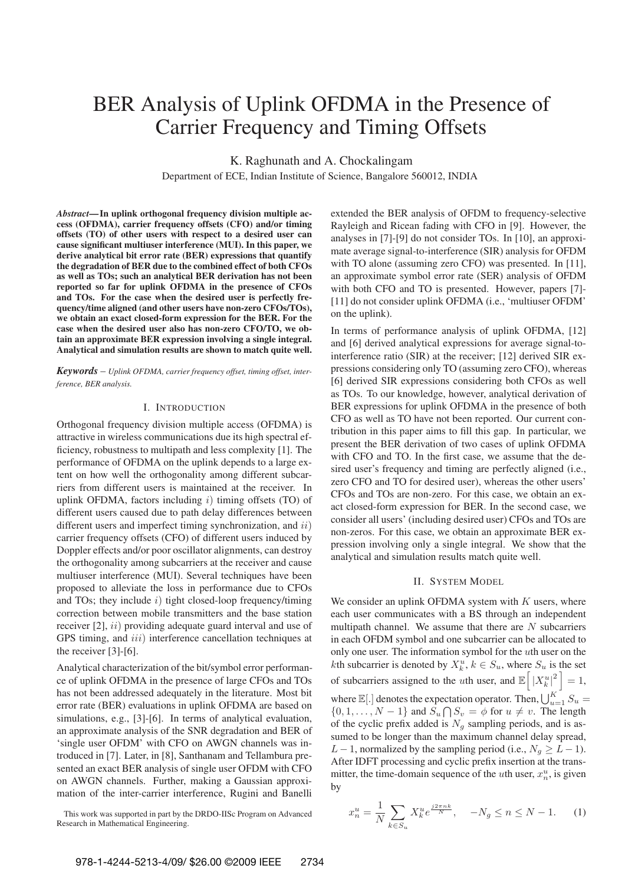# BER Analysis of Uplink OFDMA in the Presence of Carrier Frequency and Timing Offsets

K. Raghunath and A. Chockalingam

Department of ECE, Indian Institute of Science, Bangalore 560012, INDIA

***Abstract*— In uplink orthogonal frequency division multiple access (OFDMA), carrier frequency offsets (CFO) and/or timing offsets (TO) of other users with respect to a desired user can cause significant multiuser interference (MUI). In this paper, we derive analytical bit error rate (BER) expressions that quantify the degradation of BER due to the combined effect of both CFOs as well as TOs; such an analytical BER derivation has not been reported so far for uplink OFDMA in the presence of CFOs and TOs. For the case when the desired user is perfectly frequency/time aligned (and other users have non-zero CFOs/TOs), we obtain an exact closed-form expression for the BER. For the case when the desired user also has non-zero CFO/TO, we obtain an approximate BER expression involving a single integral. Analytical and simulation results are shown to match quite well.**

***Keywords*** – *Uplink OFDMA, carrier frequency offset, timing offset, interference, BER analysis.*

## I. Introduction

Orthogonal frequency division multiple access (OFDMA) is attractive in wireless communications due its high spectral efficiency, robustness to multipath and less complexity [1]. The performance of OFDMA on the uplink depends to a large extent on how well the orthogonality among different subcarriers from different users is maintained at the receiver. In uplink OFDMA, factors including $i)$ timing offsets (TO) of different users caused due to path delay differences between different users and imperfect timing synchronization, and $ii)$ carrier frequency offsets (CFO) of different users induced by Doppler effects and/or poor oscillator alignments, can destroy the orthogonality among subcarriers at the receiver and cause multiuser interference (MUI). Several techniques have been proposed to alleviate the loss in performance due to CFOs and TOs; they include $i)$ tight closed-loop frequency/timing correction between mobile transmitters and the base station receiver [2], $ii)$ providing adequate guard interval and use of GPS timing, and $iii)$ interference cancellation techniques at the receiver [3]-[6].

Analytical characterization of the bit/symbol error performance of uplink OFDMA in the presence of large CFOs and TOs has not been addressed adequately in the literature. Most bit error rate (BER) evaluations in uplink OFDMA are based on simulations, e.g., [3]-[6]. In terms of analytical evaluation, an approximate analysis of the SNR degradation and BER of 'single user OFDM' with CFO on AWGN channels was introduced in [7]. Later, in [8], Santhanam and Tellambura presented an exact BER analysis of single user OFDM with CFO on AWGN channels. Further, making a Gaussian approximation of the inter-carrier interference, Rugini and Banelli extended the BER analysis of OFDM to frequency-selective Rayleigh and Ricean fading with CFO in [9]. However, the analyses in [7]-[9] do not consider TOs. In [10], an approximate average signal-to-interference (SIR) analysis for OFDM with TO alone (assuming zero CFO) was presented. In [11], an approximate symbol error rate (SER) analysis of OFDM with both CFO and TO is presented. However, papers [7]-[11] do not consider uplink OFDMA (i.e., 'multiuser OFDM' on the uplink).

In terms of performance analysis of uplink OFDMA, [12] and [6] derived analytical expressions for average signal-to-interference ratio (SIR) at the receiver; [12] derived SIR expressions considering only TO (assuming zero CFO), whereas [6] derived SIR expressions considering both CFOs as well as TOs. To our knowledge, however, analytical derivation of BER expressions for uplink OFDMA in the presence of both CFO as well as TO have not been reported. Our current contribution in this paper aims to fill this gap. In particular, we present the BER derivation of two cases of uplink OFDMA with CFO and TO. In the first case, we assume that the desired user's frequency and timing are perfectly aligned (i.e., zero CFO and TO for desired user), whereas the other users' CFOs and TOs are non-zero. For this case, we obtain an exact closed-form expression for BER. In the second case, we consider all users' (including desired user) CFOs and TOs are non-zeros. For this case, we obtain an approximate BER expression involving only a single integral. We show that the analytical and simulation results match quite well.

## II. System Model

We consider an uplink OFDMA system with $K$ users, where each user communicates with a BS through an independent multipath channel. We assume that there are $N$ subcarriers in each OFDM symbol and one subcarrier can be allocated to only one user. The information symbol for the $u$th user on the $k$th subcarrier is denoted by $X_k^u$, $k \in S_u$, where $S_u$ is the set of subcarriers assigned to the $u$th user, and $\mathbb{E}\left[|X_k^u|^2\right] = 1$, where $\mathbb{E}[.]$ denotes the expectation operator. Then, $\bigcup_{u=1}^{K} S_u = \{0, 1, \ldots, N-1\}$ and $S_u \bigcap S_v = \phi$ for $u \neq v$. The length of the cyclic prefix added is $N_g$ sampling periods, and is assumed to be longer than the maximum channel delay spread, $L-1$, normalized by the sampling period (i.e., $N_g \geq L-1$). After IDFT processing and cyclic prefix insertion at the transmitter, the time-domain sequence of the $u$th user, $x_n^u$, is given by

$$x_n^u = \frac{1}{N} \sum_{k \in S_u} X_k^u e^{\frac{j2\pi nk}{N}}, \quad -N_g \leq n \leq N-1. \qquad (1)$$

This work was supported in part by the DRDO-IISc Program on Advanced Research in Mathematical Engineering.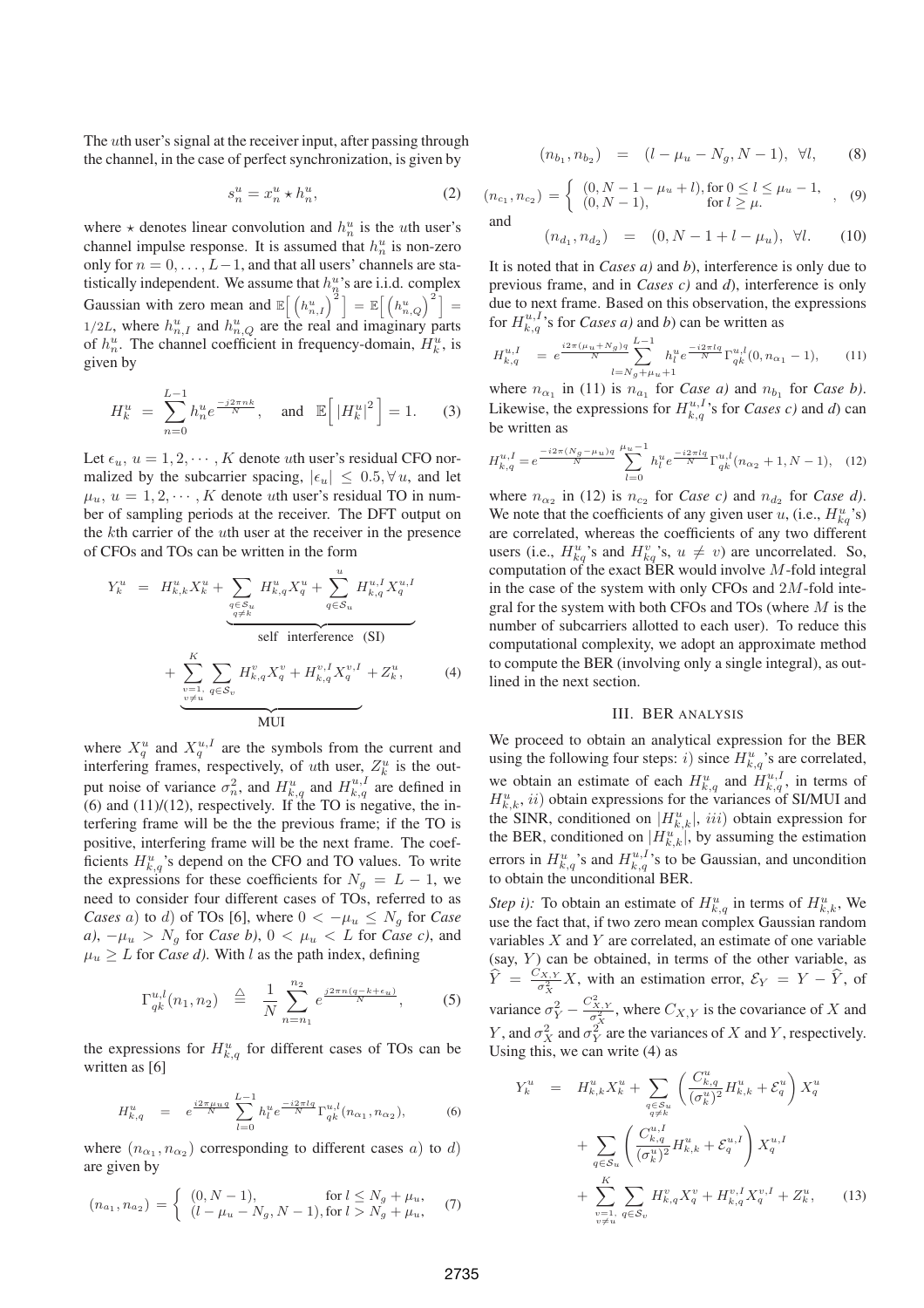The $u$th user's signal at the receiver input, after passing through the channel, in the case of perfect synchronization, is given by

$$s_n^u = x_n^u \star h_n^u, \tag{2}$$

where $\star$ denotes linear convolution and $h_n^u$ is the $u$th user's channel impulse response. It is assumed that $h_n^u$ is non-zero only for $n = 0, \ldots, L-1$, and that all users' channels are statistically independent. We assume that $h_n^u$'s are i.i.d. complex Gaussian with zero mean and $\mathbb{E}\Big[\left(h_{n,I}^u\right)^2\Big] = \mathbb{E}\Big[\left(h_{n,Q}^u\right)^2\Big] = 1/2L$, where $h_{n,I}^u$ and $h_{n,Q}^u$ are the real and imaginary parts of $h_n^u$. The channel coefficient in frequency-domain, $H_k^u$, is given by

$$H_k^u = \sum_{n=0}^{L-1} h_n^u e^{\frac{-j2\pi nk}{N}}, \quad \text{and} \quad \mathbb{E}\Big[|H_k^u|^2\Big] = 1. \tag{3}$$

Let $\epsilon_u$, $u = 1, 2, \cdots, K$ denote $u$th user's residual CFO normalized by the subcarrier spacing, $|\epsilon_u| \leq 0.5, \forall\, u$, and let $\mu_u$, $u = 1, 2, \cdots, K$ denote $u$th user's residual TO in number of sampling periods at the receiver. The DFT output on the $k$th carrier of the $u$th user at the receiver in the presence of CFOs and TOs can be written in the form

$$\begin{aligned} Y_k^u \;=\; & \underbrace{H_{k,k}^u X_k^u + \sum_{\substack{q\in\mathcal{S}_u \\ q\neq k}} H_{k,q}^u X_q^u + \sum_{q\in\mathcal{S}_u}^{u} H_{k,q}^{u,I} X_q^{u,I}}_{\text{self interference (SI)}} \\ & + \underbrace{\sum_{\substack{v=1, \\ v\neq u}}^{K} \sum_{q\in\mathcal{S}_v} H_{k,q}^v X_q^v + H_{k,q}^{v,I} X_q^{v,I}}_{\text{MUI}} + Z_k^u, \end{aligned} \tag{4}$$

where $X_q^u$ and $X_q^{u,I}$ are the symbols from the current and interfering frames, respectively, of $u$th user, $Z_k^u$ is the output noise of variance $\sigma_n^2$, and $H_{k,q}^u$ and $H_{k,q}^{u,I}$ are defined in (6) and (11)/(12), respectively. If the TO is negative, the interfering frame will be the the previous frame; if the TO is positive, interfering frame will be the next frame. The coefficients $H_{k,q}^u$'s depend on the CFO and TO values. To write the expressions for these coefficients for $N_g = L-1$, we need to consider four different cases of TOs, referred to as *Cases* $a)$ to $d)$ of TOs [6], where $0 < -\mu_u \leq N_g$ for *Case a)*, $-\mu_u > N_g$ for *Case b)*, $0 < \mu_u < L$ for *Case c)*, and $\mu_u \geq L$ for *Case d)*. With $l$ as the path index, defining

$$\Gamma_{qk}^{u,l}(n_1, n_2) \;\triangleq\; \frac{1}{N} \sum_{n=n_1}^{n_2} e^{\frac{j2\pi n(q-k+\epsilon_u)}{N}}, \tag{5}$$

the expressions for $H_{k,q}^u$ for different cases of TOs can be written as [6]

$$H_{k,q}^u \;=\; e^{\frac{i2\pi\mu_u q}{N}} \sum_{l=0}^{L-1} h_l^u e^{\frac{-i2\pi lq}{N}} \Gamma_{qk}^{u,l}(n_{\alpha_1}, n_{\alpha_2}), \tag{6}$$

where $(n_{\alpha_1}, n_{\alpha_2})$ corresponding to different cases $a)$ to $d)$ are given by

$$(n_{a_1}, n_{a_2}) = \begin{cases} (0, N-1), & \text{for } l \leq N_g + \mu_u, \\ (l - \mu_u - N_g, N-1), & \text{for } l > N_g + \mu_u, \end{cases} \tag{7}$$

$$(n_{b_1}, n_{b_2}) \;=\; (l - \mu_u - N_g, N-1), \;\; \forall l, \tag{8}$$

$$(n_{c_1}, n_{c_2}) = \begin{cases} (0, N-1-\mu_u + l), & \text{for } 0 \leq l \leq \mu_u - 1, \\ (0, N-1), & \text{for } l \geq \mu. \end{cases}, \tag{9}$$

and

$$(n_{d_1}, n_{d_2}) \;=\; (0, N-1+l-\mu_u), \;\; \forall l. \tag{10}$$

It is noted that in *Cases a)* and *b)*, interference is only due to previous frame, and in *Cases c)* and *d)*, interference is only due to next frame. Based on this observation, the expressions for $H_{k,q}^{u,I}$'s for *Cases a)* and *b)* can be written as

$$H_{k,q}^{u,I} \;=\; e^{\frac{i2\pi(\mu_u+N_g)q}{N}} \sum_{l=N_g+\mu_u+1}^{L-1} h_l^u e^{\frac{-i2\pi lq}{N}} \Gamma_{qk}^{u,l}(0, n_{\alpha_1} - 1), \tag{11}$$

where $n_{\alpha_1}$ in (11) is $n_{a_1}$ for *Case a)* and $n_{b_1}$ for *Case b)*. Likewise, the expressions for $H_{k,q}^{u,I}$'s for *Cases c)* and *d)* can be written as

$$H_{k,q}^{u,I} = e^{\frac{-i2\pi(N_g-\mu_u)q}{N}} \sum_{l=0}^{\mu_u-1} h_l^u e^{\frac{-i2\pi lq}{N}} \Gamma_{qk}^{u,l}(n_{\alpha_2}+1, N-1), \tag{12}$$

where $n_{\alpha_2}$ in (12) is $n_{c_2}$ for *Case c)* and $n_{d_2}$ for *Case d)*. We note that the coefficients of any given user $u$, (i.e., $H_{kq}^u$'s) are correlated, whereas the coefficients of any two different users (i.e., $H_{kq}^u$'s and $H_{kq}^v$'s, $u \neq v$) are uncorrelated. So, computation of the exact BER would involve $M$-fold integral in the case of the system with only CFOs and $2M$-fold integral for the system with both CFOs and TOs (where $M$ is the number of subcarriers allotted to each user). To reduce this computational complexity, we adopt an approximate method to compute the BER (involving only a single integral), as outlined in the next section.

## III. BER ANALYSIS

We proceed to obtain an analytical expression for the BER using the following four steps: $i)$ since $H_{k,q}^u$'s are correlated, we obtain an estimate of each $H_{k,q}^u$ and $H_{k,q}^{u,I}$, in terms of $H_{k,k}^u$, $ii)$ obtain expressions for the variances of SI/MUI and the SINR, conditioned on $|H_{k,k}^u|$, $iii)$ obtain expression for the BER, conditioned on $|H_{k,k}^u|$, by assuming the estimation errors in $H_{k,q}^u$'s and $H_{k,q}^{u,I}$'s to be Gaussian, and uncondition to obtain the unconditional BER.

*Step i):* To obtain an estimate of $H_{k,q}^u$ in terms of $H_{k,k}^u$, We use the fact that, if two zero mean complex Gaussian random variables $X$ and $Y$ are correlated, an estimate of one variable (say, $Y$) can be obtained, in terms of the other variable, as $\widehat{Y} = \frac{C_{X,Y}}{\sigma_X^2} X$, with an estimation error, $\mathcal{E}_Y = Y - \widehat{Y}$, of variance $\sigma_Y^2 - \frac{C_{X,Y}^2}{\sigma_X^2}$, where $C_{X,Y}$ is the covariance of $X$ and $Y$, and $\sigma_X^2$ and $\sigma_Y^2$ are the variances of $X$ and $Y$, respectively. Using this, we can write (4) as

$$\begin{aligned} Y_k^u \;=\; & H_{k,k}^u X_k^u + \sum_{\substack{q\in\mathcal{S}_u \\ q\neq k}} \left( \frac{C_{k,q}^u}{(\sigma_k^u)^2} H_{k,k}^u + \mathcal{E}_q^u \right) X_q^u \\ & + \sum_{q\in\mathcal{S}_u} \left( \frac{C_{k,q}^{u,I}}{(\sigma_k^u)^2} H_{k,k}^u + \mathcal{E}_q^{u,I} \right) X_q^{u,I} \\ & + \sum_{\substack{v=1, \\ v\neq u}}^{K} \sum_{q\in\mathcal{S}_v} H_{k,q}^v X_q^v + H_{k,q}^{v,I} X_q^{v,I} + Z_k^u, \end{aligned} \tag{13}$$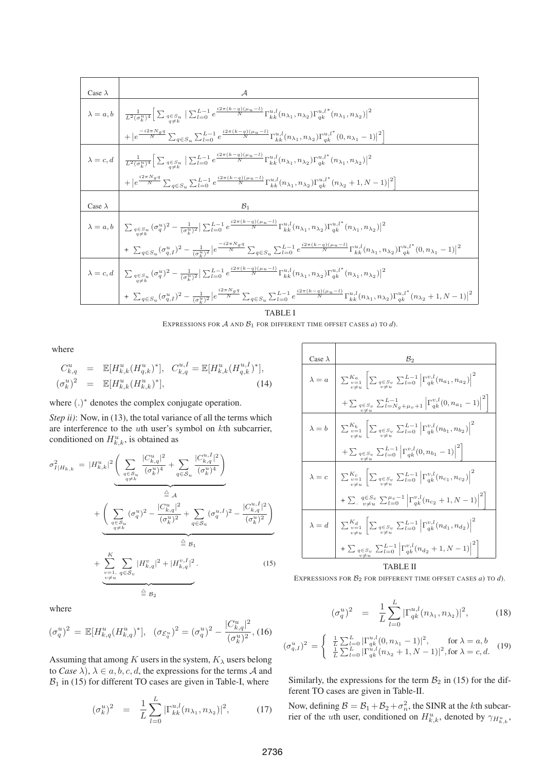| Case $\lambda$ | $\mathcal{A}$ |
|---|---|
| $\lambda = a, b$ | $\frac{1}{L^2(\sigma_k^u)^4}\Big[ \sum_{\substack{q\in S_u\\ q\neq k}} \big\| \sum_{l=0}^{L-1} e^{\frac{i2\pi(k-q)(\mu_u-l)}{N}} \Gamma_{kk}^{u,l}(n_{\lambda_1}, n_{\lambda_2}) \Gamma_{qk}^{u,l^*}(n_{\lambda_1}, n_{\lambda_2}) \big\|^2$ $+ \big\| e^{\frac{-i2\pi N_g q}{N}} \sum_{q\in S_u} \sum_{l=0}^{L-1} e^{\frac{i2\pi(k-q)(\mu_u-l)}{N}} \Gamma_{kk}^{u,l}(n_{\lambda_1}, n_{\lambda_2}) \Gamma_{qk}^{u,l^*}(0, n_{\lambda_1}-1) \big\|^2 \Big]$ |
| $\lambda = c, d$ | $\frac{1}{L^2(\sigma_k^u)^4}\Big[ \sum_{\substack{q\in S_u\\ q\neq k}} \big\| \sum_{l=0}^{L-1} e^{\frac{i2\pi(k-q)(\mu_u-l)}{N}} \Gamma_{kk}^{u,l}(n_{\lambda_1}, n_{\lambda_2}) \Gamma_{qk}^{u,l^*}(n_{\lambda_1}, n_{\lambda_2}) \big\|^2$ $+ \big\| e^{\frac{i2\pi N_g q}{N}} \sum_{q\in S_u} \sum_{l=0}^{L-1} e^{\frac{i2\pi(k-q)(\mu_u-l)}{N}} \Gamma_{kk}^{u,l}(n_{\lambda_1}, n_{\lambda_2}) \Gamma_{qk}^{u,l^*}(n_{\lambda_2}+1, N-1) \big\|^2 \Big]$ |
| **Case $\lambda$** | $\mathcal{B}_1$ |
| $\lambda = a, b$ | $\sum_{\substack{q\in S_u\\ q\neq k}} (\sigma_q^u)^2 - \frac{1}{(\sigma_k^u)^2} \big\| \sum_{l=0}^{L-1} e^{\frac{i2\pi(k-q)(\mu_u-l)}{N}} \Gamma_{kk}^{u,l}(n_{\lambda_1}, n_{\lambda_2}) \Gamma_{qk}^{u,l^*}(n_{\lambda_1}, n_{\lambda_2}) \big\|^2$ $+ \sum_{q\in S_u} (\sigma_{q,I}^u)^2 - \frac{1}{(\sigma_k^u)^2} \big\| e^{\frac{-i2\pi N_g q}{N}} \sum_{q\in S_u} \sum_{l=0}^{L-1} e^{\frac{i2\pi(k-q)(\mu_u-l)}{N}} \Gamma_{kk}^{u,l}(n_{\lambda_1}, n_{\lambda_2}) \Gamma_{qk}^{u,l^*}(0, n_{\lambda_1}-1) \big\|^2$ |
| $\lambda = c, d$ | $\sum_{\substack{q\in S_u\\ q\neq k}} (\sigma_q^u)^2 - \frac{1}{(\sigma_k^u)^2} \big\| \sum_{l=0}^{L-1} e^{\frac{i2\pi(k-q)(\mu_u-l)}{N}} \Gamma_{kk}^{u,l}(n_{\lambda_1}, n_{\lambda_2}) \Gamma_{qk}^{u,l^*}(n_{\lambda_1}, n_{\lambda_2}) \big\|^2$ $+ \sum_{q\in S_u} (\sigma_{q,I}^u)^2 - \frac{1}{(\sigma_k^u)^2} \big\| e^{\frac{i2\pi N_g q}{N}} \sum_{q\in S_u} \sum_{l=0}^{L-1} e^{\frac{i2\pi(k-q)(\mu_u-l)}{N}} \Gamma_{kk}^{u,l}(n_{\lambda_1}, n_{\lambda_2}) \Gamma_{qk}^{u,l^*}(n_{\lambda_2}+1, N-1) \big\|^2$ |

TABLE I

EXPRESSIONS FOR $\mathcal{A}$ AND $\mathcal{B}_1$ FOR DIFFERENT TIME OFFSET CASES *a*) TO *d*).

where

$$
\begin{aligned}
C_{k,q}^u &= \mathbb{E}[H_{k,k}^u (H_{q,k}^u)^*], \quad C_{k,q}^{u,I} = \mathbb{E}[H_{k,k}^u (H_{q,k}^{u,I})^*], \\
(\sigma_k^u)^2 &= \mathbb{E}[H_{k,k}^u (H_{k,k}^u)^*], \qquad (14)
\end{aligned}
$$

where $(.)^*$ denotes the complex conjugate operation.

*Step ii)*: Now, in (13), the total variance of all the terms which are interference to the $u$th user's symbol on $k$th subcarrier, conditioned on $H_{k,k}^u$, is obtained as

$$
\begin{aligned}
\sigma_{I|H_{k,k}}^2 = & \underbrace{|H_{k,k}^u|^2 \Bigg( \sum_{\substack{q\in\mathcal{S}_u\\ q\neq k}} \frac{|C_{k,q}^u|^2}{(\sigma_k^u)^4} + \sum_{q\in\mathcal{S}_u} \frac{|C_{k,q}^{u,I}|^2}{(\sigma_k^u)^4} \Bigg)}_{\triangleq\, \mathcal{A}} \\
& + \underbrace{\Bigg( \sum_{\substack{q\in\mathcal{S}_u\\ q\neq k}} (\sigma_q^u)^2 - \frac{|C_{k,q}^u|^2}{(\sigma_k^u)^2} + \sum_{q\in\mathcal{S}_u} (\sigma_q^{u,I})^2 - \frac{|C_{k,q}^{u,I}|^2}{(\sigma_k^u)^2} \Bigg)}_{\triangleq\, \mathcal{B}_1} \\
& + \underbrace{\sum_{\substack{v=1,\\ v\neq u}}^{K} \sum_{q\in\mathcal{S}_v} |H_{k,q}^v|^2 + |H_{k,q}^{v,I}|^2}_{\triangleq\, \mathcal{B}_2}. \qquad (15)
\end{aligned}
$$

where

$$
(\sigma_q^u)^2 = \mathbb{E}[H_{k,q}^u (H_{k,q}^u)^*], \quad (\sigma_{\mathcal{E}_q^u})^2 = (\sigma_q^u)^2 - \frac{|C_{k,q}^u|^2}{(\sigma_k^u)^2}, \qquad (16)
$$

Assuming that among $K$ users in the system, $K_\lambda$ users belong to *Case $\lambda$*), $\lambda \in a, b, c, d$, the expressions for the terms $\mathcal{A}$ and $\mathcal{B}_1$ in (15) for different TO cases are given in Table-I, where

$$
(\sigma_k^u)^2 = \frac{1}{L} \sum_{l=0}^{L} |\Gamma_{kk}^{u,l}(n_{\lambda_1}, n_{\lambda_2})|^2, \qquad (17)
$$

| Case $\lambda$ | $\mathcal{B}_2$ |
|---|---|
| $\lambda = a$ | $\sum_{\substack{v=1\\ v\neq u}}^{K_a} \Big[ \sum_{\substack{q\in S_v\\ v\neq u}} \sum_{l=0}^{L-1} \big\| \Gamma_{qk}^{v,l}(n_{a_1}, n_{a_2}) \big\|^2$ $+ \sum_{\substack{q\in S_v\\ v\neq u}} \sum_{l=N_g+\mu_v+1}^{L-1} \big\| \Gamma_{qk}^{v,l}(0, n_{a_1}-1) \big\|^2 \Big]$ |
| $\lambda = b$ | $\sum_{\substack{v=1\\ v\neq u}}^{K_b} \Big[ \sum_{\substack{q\in S_v\\ v\neq u}} \sum_{l=0}^{L-1} \big\| \Gamma_{qk}^{v,l}(n_{b_1}, n_{b_2}) \big\|^2$ $+ \sum_{\substack{q\in S_v\\ v\neq u}} \sum_{l=0}^{L-1} \big\| \Gamma_{qk}^{v,l}(0, n_{b_1}-1) \big\|^2 \Big]$ |
| $\lambda = c$ | $\sum_{\substack{v=1\\ v\neq u}}^{K_c} \Big[ \sum_{\substack{q\in S_v\\ v\neq u}} \sum_{l=0}^{L-1} \big\| \Gamma_{qk}^{v,l}(n_{c_1}, n_{c_2}) \big\|^2$ $+ \sum_{\substack{q\in S_v\\ v\neq u}} \sum_{l=0}^{\mu_v-1} \big\| \Gamma_{qk}^{v,l}(n_{c_2}+1, N-1) \big\|^2 \Big]$ |
| $\lambda = d$ | $\sum_{\substack{v=1\\ v\neq u}}^{K_d} \Big[ \sum_{\substack{q\in S_v\\ v\neq u}} \sum_{l=0}^{L-1} \big\| \Gamma_{qk}^{v,l}(n_{d_1}, n_{d_2}) \big\|^2$ $+ \sum_{\substack{q\in S_v\\ v\neq u}} \sum_{l=0}^{L-1} \big\| \Gamma_{qk}^{v,l}(n_{d_2}+1, N-1) \big\|^2 \Big]$ |

TABLE II

EXPRESSIONS FOR $\mathcal{B}_2$ FOR DIFFERENT TIME OFFSET CASES *a*) TO *d*).

$$
(\sigma_q^u)^2 = \frac{1}{L} \sum_{l=0}^{L} |\Gamma_{qk}^{u,l}(n_{\lambda_1}, n_{\lambda_2})|^2, \qquad (18)
$$

$$
(\sigma_{q,I}^u)^2 = \begin{cases} \frac{1}{L} \sum_{l=0}^{L} |\Gamma_{qk}^{u,l}(0, n_{\lambda_1}-1)|^2, & \text{for } \lambda = a, b \\ \frac{1}{L} \sum_{l=0}^{L} |\Gamma_{qk}^{u,l}(n_{\lambda_2}+1, N-1)|^2, & \text{for } \lambda = c, d. \end{cases} \qquad (19)
$$

Similarly, the expressions for the term $\mathcal{B}_2$ in (15) for the different TO cases are given in Table-II.

Now, defining $\mathcal{B} = \mathcal{B}_1 + \mathcal{B}_2 + \sigma_n^2$, the SINR at the $k$th subcarrier of the $u$th user, conditioned on $H_{k,k}^u$, denoted by $\gamma_{H_{k,k}^u}$,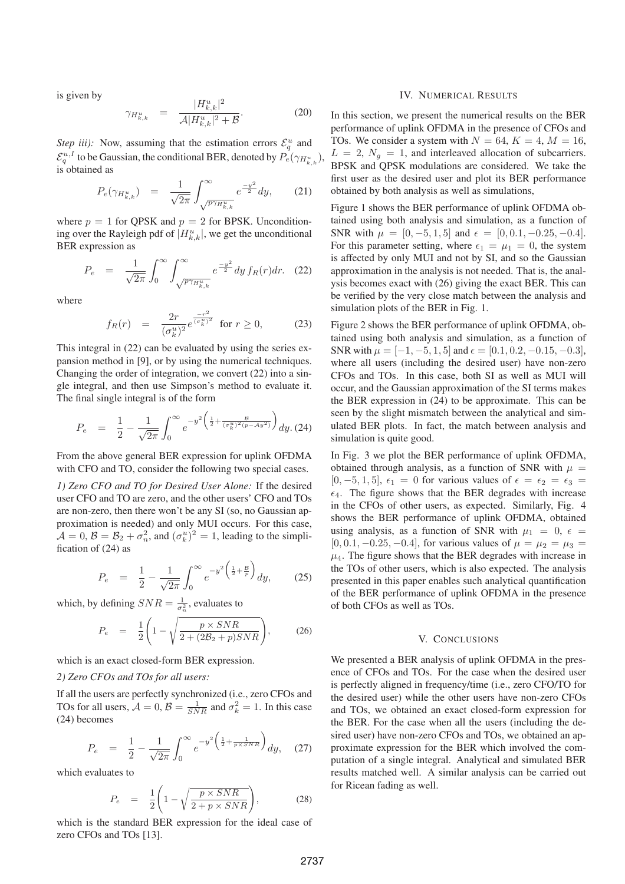is given by

$$\gamma_{H^u_{k,k}} \;=\; \frac{|H^u_{k,k}|^2}{\mathcal{A}|H^u_{k,k}|^2 + \mathcal{B}}. \qquad (20)$$

*Step iii):* Now, assuming that the estimation errors $\mathcal{E}^u_q$ and $\mathcal{E}^{u,I}_q$ to be Gaussian, the conditional BER, denoted by $P_e(\gamma_{H^u_{k,k}})$, is obtained as

$$P_e(\gamma_{H^u_{k,k}}) \;=\; \frac{1}{\sqrt{2\pi}} \int_{\sqrt{p\gamma_{H^u_{k,k}}}}^{\infty} e^{\frac{-y^2}{2}} dy, \qquad (21)$$

where $p = 1$ for QPSK and $p = 2$ for BPSK. Unconditioning over the Rayleigh pdf of $|H^u_{k,k}|$, we get the unconditional BER expression as

$$P_e \;=\; \frac{1}{\sqrt{2\pi}} \int_0^{\infty} \int_{\sqrt{p\gamma_{H^u_{k,k}}}}^{\infty} e^{\frac{-y^2}{2}} dy \, f_R(r) dr. \quad (22)$$

where

$$f_R(r) \;=\; \frac{2r}{(\sigma^u_k)^2} e^{\frac{-r^2}{(\sigma^u_k)^2}} \;\; \text{for } r \geq 0, \qquad (23)$$

This integral in (22) can be evaluated by using the series expansion method in [9], or by using the numerical techniques. Changing the order of integration, we convert (22) into a single integral, and then use Simpson's method to evaluate it. The final single integral is of the form

$$P_e \;=\; \frac{1}{2} - \frac{1}{\sqrt{2\pi}} \int_0^{\infty} e^{-y^2\left(\frac{1}{2} + \frac{\mathcal{B}}{(\sigma^u_k)^2(p - \mathcal{A}y^2)}\right)} dy. \, (24)$$

From the above general BER expression for uplink OFDMA with CFO and TO, consider the following two special cases.

*1) Zero CFO and TO for Desired User Alone:* If the desired user CFO and TO are zero, and the other users' CFO and TOs are non-zero, then there won't be any SI (so, no Gaussian approximation is needed) and only MUI occurs. For this case, $\mathcal{A} = 0$, $\mathcal{B} = \mathcal{B}_2 + \sigma_n^2$, and $(\sigma^u_k)^2 = 1$, leading to the simplification of (24) as

$$P_e \;=\; \frac{1}{2} - \frac{1}{\sqrt{2\pi}} \int_0^{\infty} e^{-y^2\left(\frac{1}{2} + \frac{\mathcal{B}}{p}\right)} dy, \qquad (25)$$

which, by defining $SNR = \frac{1}{\sigma_n^2}$, evaluates to

$$P_e \;=\; \frac{1}{2}\left(1 - \sqrt{\frac{p \times SNR}{2 + (2\mathcal{B}_2 + p)SNR}}\right), \qquad (26)$$

which is an exact closed-form BER expression.

*2) Zero CFOs and TOs for all users:*

If all the users are perfectly synchronized (i.e., zero CFOs and TOs for all users, $\mathcal{A} = 0$, $\mathcal{B} = \frac{1}{SNR}$ and $\sigma_k^2 = 1$. In this case (24) becomes

$$P_e \;=\; \frac{1}{2} - \frac{1}{\sqrt{2\pi}} \int_0^{\infty} e^{-y^2\left(\frac{1}{2} + \frac{1}{p \times SNR}\right)} dy, \quad (27)$$

which evaluates to

$$P_e \;=\; \frac{1}{2}\left(1 - \sqrt{\frac{p \times SNR}{2 + p \times SNR}}\right), \qquad (28)$$

which is the standard BER expression for the ideal case of zero CFOs and TOs [13].

## IV. Numerical Results

In this section, we present the numerical results on the BER performance of uplink OFDMA in the presence of CFOs and TOs. We consider a system with $N = 64$, $K = 4$, $M = 16$, $L = 2$, $N_g = 1$, and interleaved allocation of subcarriers. BPSK and QPSK modulations are considered. We take the first user as the desired user and plot its BER performance obtained by both analysis as well as simulations,

Figure 1 shows the BER performance of uplink OFDMA obtained using both analysis and simulation, as a function of SNR with $\mu = [0, -5, 1, 5]$ and $\epsilon = [0, 0.1, -0.25, -0.4]$. For this parameter setting, where $\epsilon_1 = \mu_1 = 0$, the system is affected by only MUI and not by SI, and so the Gaussian approximation in the analysis is not needed. That is, the analysis becomes exact with (26) giving the exact BER. This can be verified by the very close match between the analysis and simulation plots of the BER in Fig. 1.

Figure 2 shows the BER performance of uplink OFDMA, obtained using both analysis and simulation, as a function of SNR with $\mu = [-1, -5, 1, 5]$ and $\epsilon = [0.1, 0.2, -0.15, -0.3]$, where all users (including the desired user) have non-zero CFOs and TOs. In this case, both SI as well as MUI will occur, and the Gaussian approximation of the SI terms makes the BER expression in (24) to be approximate. This can be seen by the slight mismatch between the analytical and simulated BER plots. In fact, the match between analysis and simulation is quite good.

In Fig. 3 we plot the BER performance of uplink OFDMA, obtained through analysis, as a function of SNR with $\mu = [0, -5, 1, 5]$, $\epsilon_1 = 0$ for various values of $\epsilon = \epsilon_2 = \epsilon_3 = \epsilon_4$. The figure shows that the BER degrades with increase in the CFOs of other users, as expected. Similarly, Fig. 4 shows the BER performance of uplink OFDMA, obtained using analysis, as a function of SNR with $\mu_1 = 0$, $\epsilon = [0, 0.1, -0.25, -0.4]$, for various values of $\mu = \mu_2 = \mu_3 = \mu_4$. The figure shows that the BER degrades with increase in the TOs of other users, which is also expected. The analysis presented in this paper enables such analytical quantification of the BER performance of uplink OFDMA in the presence of both CFOs as well as TOs.

## V. Conclusions

We presented a BER analysis of uplink OFDMA in the presence of CFOs and TOs. For the case when the desired user is perfectly aligned in frequency/time (i.e., zero CFO/TO for the desired user) while the other users have non-zero CFOs and TOs, we obtained an exact closed-form expression for the BER. For the case when all the users (including the desired user) have non-zero CFOs and TOs, we obtained an approximate expression for the BER which involved the computation of a single integral. Analytical and simulated BER results matched well. A similar analysis can be carried out for Ricean fading as well.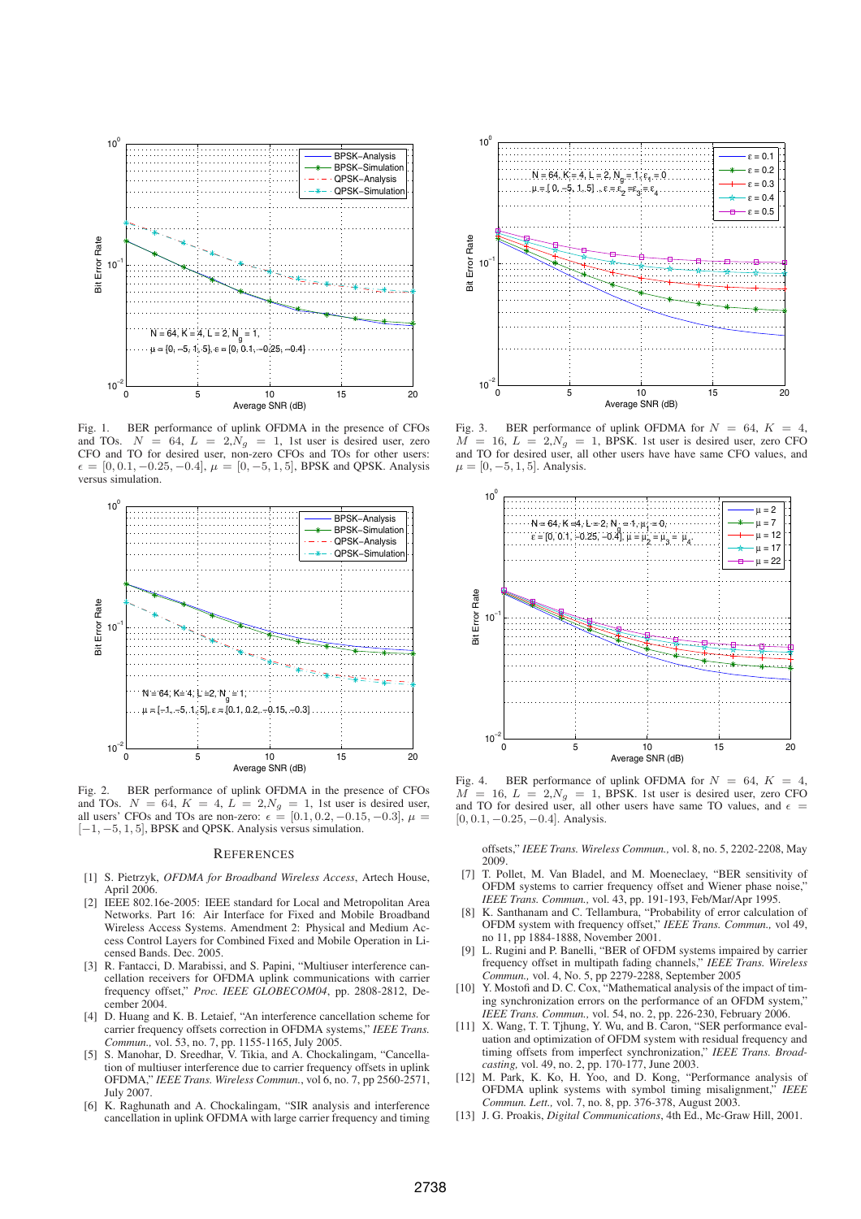$10^0$

$10^{-1}$

$10^{-2}$

Bit Error Rate

0 5 10 15 20

Average SNR (dB)

BPSK–Analysis

BPSK–Simulation

QPSK–Analysis

QPSK–Simulation

N = 64, K = 4, L = 2, N$_g$ = 1,

μ = [0, −5, 1, 5], ε = [0, 0.1, −0.25, −0.4]

Fig. 1. BER performance of uplink OFDMA in the presence of CFOs and TOs. $N = 64$, $K = 4$, $L = 2, N_g = 1$, 1st user is desired user, zero CFO and TO for desired user, non-zero CFOs and TOs for other users: $\epsilon = [0, 0.1, -0.25, -0.4]$, $\mu = [0, -5, 1, 5]$, BPSK and QPSK. Analysis versus simulation.

$10^0$

$10^{-1}$

$10^{-2}$

Bit Error Rate

0 5 10 15 20

Average SNR (dB)

BPSK–Analysis

BPSK–Simulation

QPSK–Analysis

QPSK–Simulation

N = 64, K = 4, L = 2, N$_g$ = 1,

μ = [−1, −5, 1, 5], ε = [0.1, 0.2, −0.15, −0.3]

Fig. 2. BER performance of uplink OFDMA in the presence of CFOs and TOs. $N = 64$, $K = 4$, $L = 2, N_g = 1$, 1st user is desired user, all users' CFOs and TOs are non-zero: $\epsilon = [0.1, 0.2, -0.15, -0.3]$, $\mu = [-1, -5, 1, 5]$, BPSK and QPSK. Analysis versus simulation.

$10^0$

$10^{-1}$

$10^{-2}$

Bit Error Rate

0 5 10 15 20

Average SNR (dB)

ε = 0.1

ε = 0.2

ε = 0.3

ε = 0.4

ε = 0.5

N = 64, K = 4, L = 2, N$_g$ = 1, ε$_1$ = 0

μ = [0, −5, 1, 5], ε = ε$_2$ = ε$_3$ = ε$_4$

Fig. 3. BER performance of uplink OFDMA for $N = 64$, $K = 4$, $M = 16$, $L = 2, N_g = 1$, BPSK. 1st user is desired user, zero CFO and TO for desired user, all other users have have same CFO values, and $\mu = [0, -5, 1, 5]$. Analysis.

$10^0$

$10^{-1}$

$10^{-2}$

Bit Error Rate

0 5 10 15 20

Average SNR (dB)

μ = 2

μ = 7

μ = 12

μ = 17

μ = 22

N = 64, K = 4, L = 2, N$_g$ = 1, μ$_1$ = 0,

ε = [0, 0.1, −0.25, −0.4], μ = μ$_2$ = μ$_3$ = μ$_4$

Fig. 4. BER performance of uplink OFDMA for $N = 64$, $K = 4$, $M = 16$, $L = 2, N_g = 1$, BPSK. 1st user is desired user, zero CFO and TO for desired user, all other users have same TO values, and $\epsilon = [0, 0.1, -0.25, -0.4]$. Analysis.

## References

[1] S. Pietrzyk, *OFDMA for Broadband Wireless Access*, Artech House, April 2006.

[2] IEEE 802.16e-2005: IEEE standard for Local and Metropolitan Area Networks. Part 16: Air Interface for Fixed and Mobile Broadband Wireless Access Systems. Amendment 2: Physical and Medium Access Control Layers for Combined Fixed and Mobile Operation in Licensed Bands. Dec. 2005.

[3] R. Fantacci, D. Marabissi, and S. Papini, "Multiuser interference cancellation receivers for OFDMA uplink communications with carrier frequency offset," *Proc. IEEE GLOBECOM04*, pp. 2808-2812, December 2004.

[4] D. Huang and K. B. Letaief, "An interference cancellation scheme for carrier frequency offsets correction in OFDMA systems," *IEEE Trans. Commun.,* vol. 53, no. 7, pp. 1155-1165, July 2005.

[5] S. Manohar, D. Sreedhar, V. Tikia, and A. Chockalingam, "Cancellation of multiuser interference due to carrier frequency offsets in uplink OFDMA," *IEEE Trans. Wireless Commun.*, vol 6, no. 7, pp 2560-2571, July 2007.

[6] K. Raghunath and A. Chockalingam, "SIR analysis and interference cancellation in uplink OFDMA with large carrier frequency and timing offsets," *IEEE Trans. Wireless Commun.,* vol. 8, no. 5, 2202-2208, May 2009.

[7] T. Pollet, M. Van Bladel, and M. Moeneclaey, "BER sensitivity of OFDM systems to carrier frequency offset and Wiener phase noise," *IEEE Trans. Commun.,* vol. 43, pp. 191-193, Feb/Mar/Apr 1995.

[8] K. Santhanam and C. Tellambura, "Probability of error calculation of OFDM system with frequency offset," *IEEE Trans. Commun.,* vol 49, no 11, pp 1884-1888, November 2001.

[9] L. Rugini and P. Banelli, "BER of OFDM systems impaired by carrier frequency offset in multipath fading channels," *IEEE Trans. Wireless Commun.,* vol. 4, No. 5, pp 2279-2288, September 2005

[10] Y. Mostofi and D. C. Cox, "Mathematical analysis of the impact of timing synchronization errors on the performance of an OFDM system," *IEEE Trans. Commun.,* vol. 54, no. 2, pp. 226-230, February 2006.

[11] X. Wang, T. T. Tjhung, Y. Wu, and B. Caron, "SER performance evaluation and optimization of OFDM system with residual frequency and timing offsets from imperfect synchronization," *IEEE Trans. Broadcasting,* vol. 49, no. 2, pp. 170-177, June 2003.

[12] M. Park, K. Ko, H. Yoo, and D. Kong, "Performance analysis of OFDMA uplink systems with symbol timing misalignment," *IEEE Commun. Lett.,* vol. 7, no. 8, pp. 376-378, August 2003.

[13] J. G. Proakis, *Digital Communications*, 4th Ed., Mc-Graw Hill, 2001.